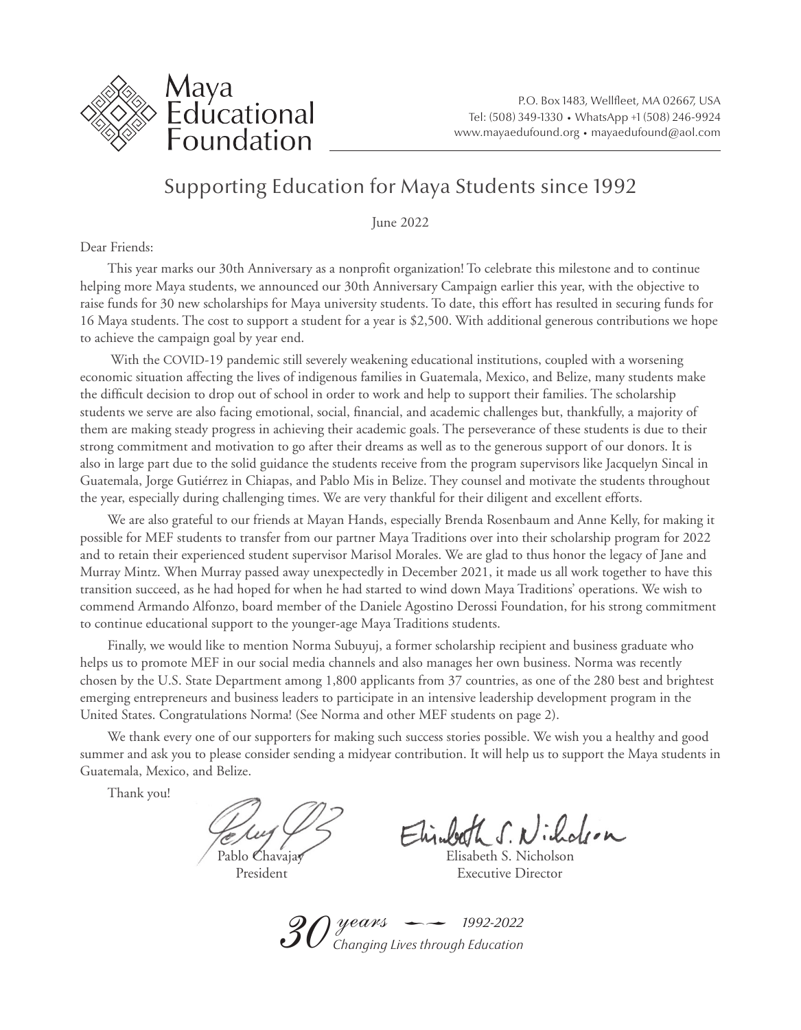# Maya Educational Foundation

P.O. Box 1483, Wellfleet, MA 02667, USA
Tel: (508) 349-1330 • WhatsApp +1 (508) 246-9924
www.mayaedufound.org • mayaedufound@aol.com

## Supporting Education for Maya Students since 1992

June 2022

Dear Friends:

This year marks our 30th Anniversary as a nonprofit organization! To celebrate this milestone and to continue helping more Maya students, we announced our 30th Anniversary Campaign earlier this year, with the objective to raise funds for 30 new scholarships for Maya university students. To date, this effort has resulted in securing funds for 16 Maya students. The cost to support a student for a year is $2,500. With additional generous contributions we hope to achieve the campaign goal by year end.

With the COVID-19 pandemic still severely weakening educational institutions, coupled with a worsening economic situation affecting the lives of indigenous families in Guatemala, Mexico, and Belize, many students make the difficult decision to drop out of school in order to work and help to support their families. The scholarship students we serve are also facing emotional, social, financial, and academic challenges but, thankfully, a majority of them are making steady progress in achieving their academic goals. The perseverance of these students is due to their strong commitment and motivation to go after their dreams as well as to the generous support of our donors. It is also in large part due to the solid guidance the students receive from the program supervisors like Jacquelyn Sincal in Guatemala, Jorge Gutiérrez in Chiapas, and Pablo Mis in Belize. They counsel and motivate the students throughout the year, especially during challenging times. We are very thankful for their diligent and excellent efforts.

We are also grateful to our friends at Mayan Hands, especially Brenda Rosenbaum and Anne Kelly, for making it possible for MEF students to transfer from our partner Maya Traditions over into their scholarship program for 2022 and to retain their experienced student supervisor Marisol Morales. We are glad to thus honor the legacy of Jane and Murray Mintz. When Murray passed away unexpectedly in December 2021, it made us all work together to have this transition succeed, as he had hoped for when he had started to wind down Maya Traditions' operations. We wish to commend Armando Alfonzo, board member of the Daniele Agostino Derossi Foundation, for his strong commitment to continue educational support to the younger-age Maya Traditions students.

Finally, we would like to mention Norma Subuyuj, a former scholarship recipient and business graduate who helps us to promote MEF in our social media channels and also manages her own business. Norma was recently chosen by the U.S. State Department among 1,800 applicants from 37 countries, as one of the 280 best and brightest emerging entrepreneurs and business leaders to participate in an intensive leadership development program in the United States. Congratulations Norma! (See Norma and other MEF students on page 2).

We thank every one of our supporters for making such success stories possible. We wish you a healthy and good summer and ask you to please consider sending a midyear contribution. It will help us to support the Maya students in Guatemala, Mexico, and Belize.

Thank you!

Pablo Chavajay
President

Elisabeth S. Nicholson
Executive Director

*30 years — 1992-2022*
*Changing Lives through Education*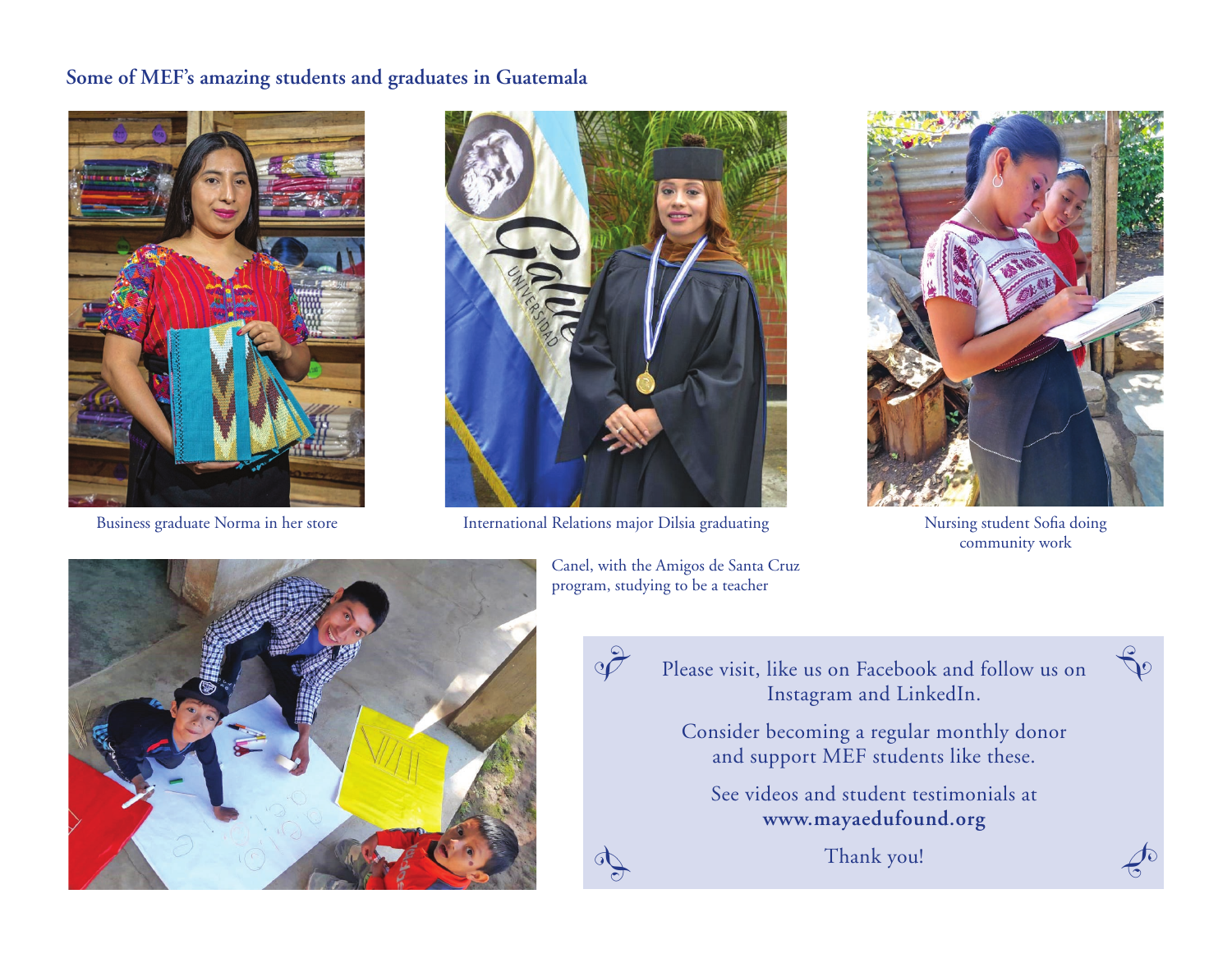**Some of MEF's amazing students and graduates in Guatemala**

Business graduate Norma in her store

International Relations major Dilsia graduating

Nursing student Sofia doing community work

Canel, with the Amigos de Santa Cruz program, studying to be a teacher

Please visit, like us on Facebook and follow us on Instagram and LinkedIn.

Consider becoming a regular monthly donor and support MEF students like these.

See videos and student testimonials at **www.mayaedufound.org**

Thank you!